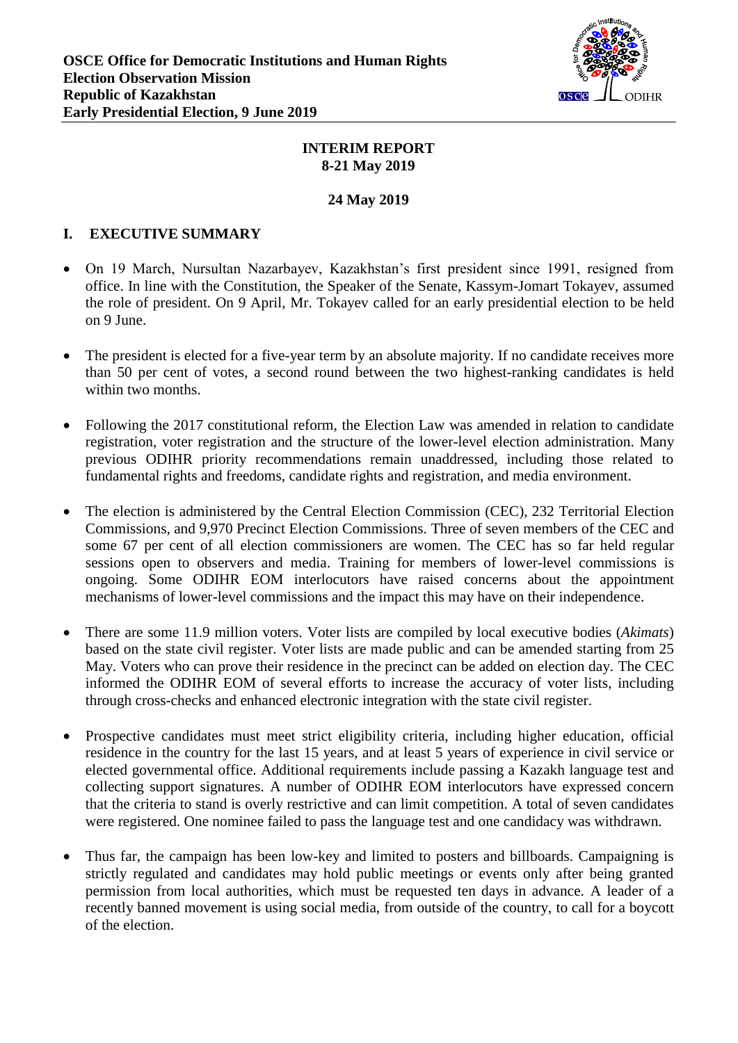**OSCE Office for Democratic Institutions and Human Rights**
**Election Observation Mission**
**Republic of Kazakhstan**
**Early Presidential Election, 9 June 2019**

**INTERIM REPORT**
**8-21 May 2019**

**24 May 2019**

## I. EXECUTIVE SUMMARY

- On 19 March, Nursultan Nazarbayev, Kazakhstan's first president since 1991, resigned from office. In line with the Constitution, the Speaker of the Senate, Kassym-Jomart Tokayev, assumed the role of president. On 9 April, Mr. Tokayev called for an early presidential election to be held on 9 June.

- The president is elected for a five-year term by an absolute majority. If no candidate receives more than 50 per cent of votes, a second round between the two highest-ranking candidates is held within two months.

- Following the 2017 constitutional reform, the Election Law was amended in relation to candidate registration, voter registration and the structure of the lower-level election administration. Many previous ODIHR priority recommendations remain unaddressed, including those related to fundamental rights and freedoms, candidate rights and registration, and media environment.

- The election is administered by the Central Election Commission (CEC), 232 Territorial Election Commissions, and 9,970 Precinct Election Commissions. Three of seven members of the CEC and some 67 per cent of all election commissioners are women. The CEC has so far held regular sessions open to observers and media. Training for members of lower-level commissions is ongoing. Some ODIHR EOM interlocutors have raised concerns about the appointment mechanisms of lower-level commissions and the impact this may have on their independence.

- There are some 11.9 million voters. Voter lists are compiled by local executive bodies (*Akimats*) based on the state civil register. Voter lists are made public and can be amended starting from 25 May. Voters who can prove their residence in the precinct can be added on election day. The CEC informed the ODIHR EOM of several efforts to increase the accuracy of voter lists, including through cross-checks and enhanced electronic integration with the state civil register.

- Prospective candidates must meet strict eligibility criteria, including higher education, official residence in the country for the last 15 years, and at least 5 years of experience in civil service or elected governmental office. Additional requirements include passing a Kazakh language test and collecting support signatures. A number of ODIHR EOM interlocutors have expressed concern that the criteria to stand is overly restrictive and can limit competition. A total of seven candidates were registered. One nominee failed to pass the language test and one candidacy was withdrawn.

- Thus far, the campaign has been low-key and limited to posters and billboards. Campaigning is strictly regulated and candidates may hold public meetings or events only after being granted permission from local authorities, which must be requested ten days in advance. A leader of a recently banned movement is using social media, from outside of the country, to call for a boycott of the election.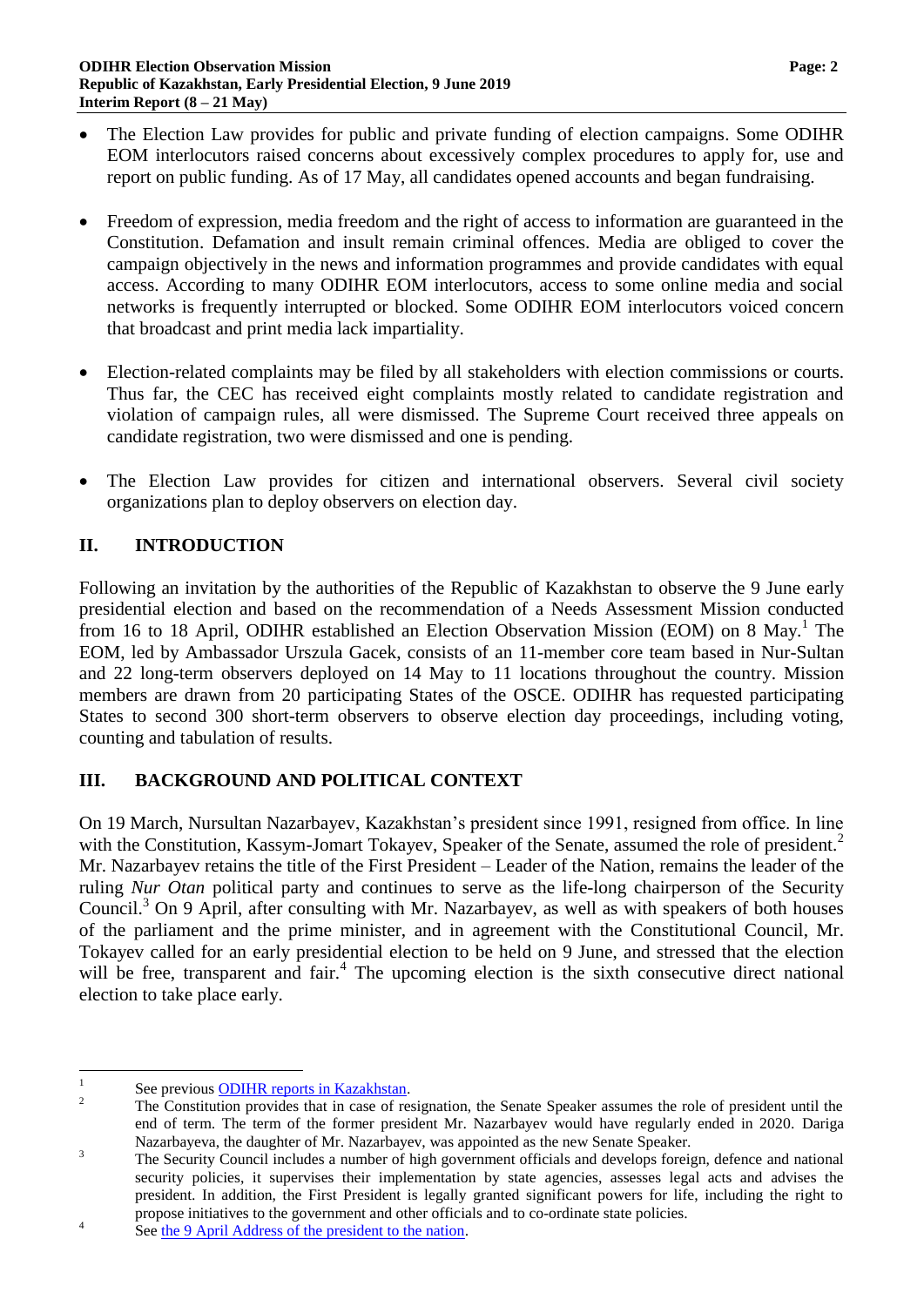- The Election Law provides for public and private funding of election campaigns. Some ODIHR EOM interlocutors raised concerns about excessively complex procedures to apply for, use and report on public funding. As of 17 May, all candidates opened accounts and began fundraising.

- Freedom of expression, media freedom and the right of access to information are guaranteed in the Constitution. Defamation and insult remain criminal offences. Media are obliged to cover the campaign objectively in the news and information programmes and provide candidates with equal access. According to many ODIHR EOM interlocutors, access to some online media and social networks is frequently interrupted or blocked. Some ODIHR EOM interlocutors voiced concern that broadcast and print media lack impartiality.

- Election-related complaints may be filed by all stakeholders with election commissions or courts. Thus far, the CEC has received eight complaints mostly related to candidate registration and violation of campaign rules, all were dismissed. The Supreme Court received three appeals on candidate registration, two were dismissed and one is pending.

- The Election Law provides for citizen and international observers. Several civil society organizations plan to deploy observers on election day.

## II. INTRODUCTION

Following an invitation by the authorities of the Republic of Kazakhstan to observe the 9 June early presidential election and based on the recommendation of a Needs Assessment Mission conducted from 16 to 18 April, ODIHR established an Election Observation Mission (EOM) on 8 May.[1] The EOM, led by Ambassador Urszula Gacek, consists of an 11-member core team based in Nur-Sultan and 22 long-term observers deployed on 14 May to 11 locations throughout the country. Mission members are drawn from 20 participating States of the OSCE. ODIHR has requested participating States to second 300 short-term observers to observe election day proceedings, including voting, counting and tabulation of results.

## III. BACKGROUND AND POLITICAL CONTEXT

On 19 March, Nursultan Nazarbayev, Kazakhstan's president since 1991, resigned from office. In line with the Constitution, Kassym-Jomart Tokayev, Speaker of the Senate, assumed the role of president.[2] Mr. Nazarbayev retains the title of the First President – Leader of the Nation, remains the leader of the ruling *Nur Otan* political party and continues to serve as the life-long chairperson of the Security Council.[3] On 9 April, after consulting with Mr. Nazarbayev, as well as with speakers of both houses of the parliament and the prime minister, and in agreement with the Constitutional Council, Mr. Tokayev called for an early presidential election to be held on 9 June, and stressed that the election will be free, transparent and fair.[4] The upcoming election is the sixth consecutive direct national election to take place early.

---

[1] See previous ODIHR reports in Kazakhstan.

[2] The Constitution provides that in case of resignation, the Senate Speaker assumes the role of president until the end of term. The term of the former president Mr. Nazarbayev would have regularly ended in 2020. Dariga Nazarbayeva, the daughter of Mr. Nazarbayev, was appointed as the new Senate Speaker.

[3] The Security Council includes a number of high government officials and develops foreign, defence and national security policies, it supervises their implementation by state agencies, assesses legal acts and advises the president. In addition, the First President is legally granted significant powers for life, including the right to propose initiatives to the government and other officials and to co-ordinate state policies.

[4] See the 9 April Address of the president to the nation.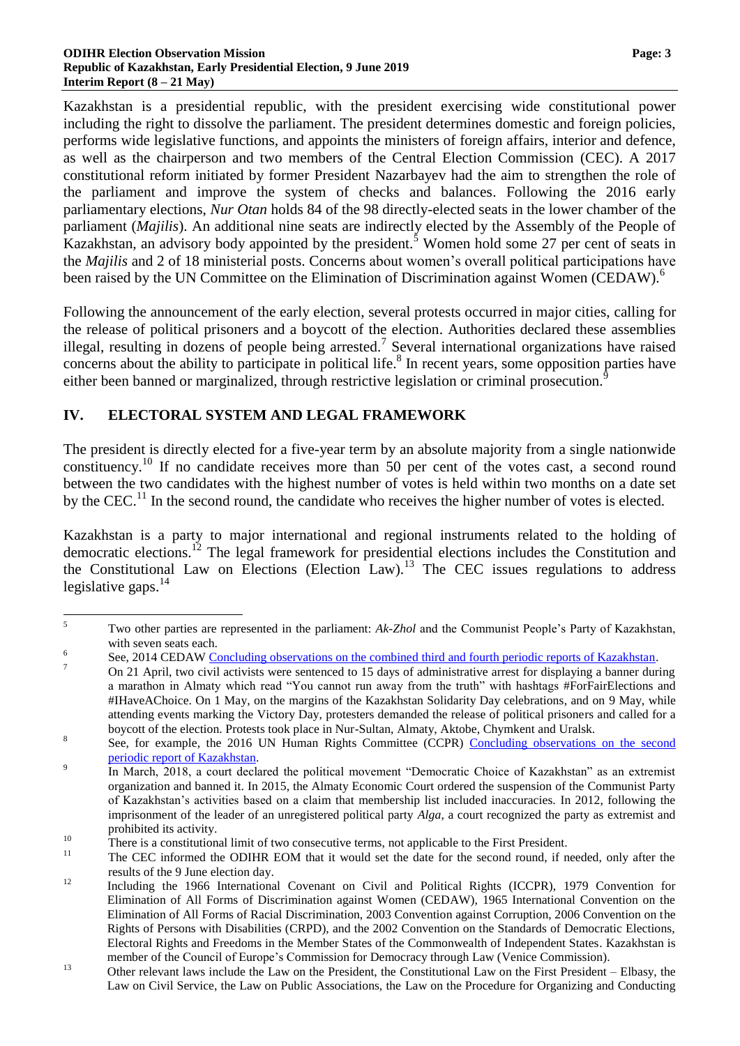Kazakhstan is a presidential republic, with the president exercising wide constitutional power including the right to dissolve the parliament. The president determines domestic and foreign policies, performs wide legislative functions, and appoints the ministers of foreign affairs, interior and defence, as well as the chairperson and two members of the Central Election Commission (CEC). A 2017 constitutional reform initiated by former President Nazarbayev had the aim to strengthen the role of the parliament and improve the system of checks and balances. Following the 2016 early parliamentary elections, *Nur Otan* holds 84 of the 98 directly-elected seats in the lower chamber of the parliament (*Majilis*). An additional nine seats are indirectly elected by the Assembly of the People of Kazakhstan, an advisory body appointed by the president.[5] Women hold some 27 per cent of seats in the *Majilis* and 2 of 18 ministerial posts. Concerns about women's overall political participations have been raised by the UN Committee on the Elimination of Discrimination against Women (CEDAW).[6]

Following the announcement of the early election, several protests occurred in major cities, calling for the release of political prisoners and a boycott of the election. Authorities declared these assemblies illegal, resulting in dozens of people being arrested.[7] Several international organizations have raised concerns about the ability to participate in political life.[8] In recent years, some opposition parties have either been banned or marginalized, through restrictive legislation or criminal prosecution.[9]

## IV. ELECTORAL SYSTEM AND LEGAL FRAMEWORK

The president is directly elected for a five-year term by an absolute majority from a single nationwide constituency.[10] If no candidate receives more than 50 per cent of the votes cast, a second round between the two candidates with the highest number of votes is held within two months on a date set by the CEC.[11] In the second round, the candidate who receives the higher number of votes is elected.

Kazakhstan is a party to major international and regional instruments related to the holding of democratic elections.[12] The legal framework for presidential elections includes the Constitution and the Constitutional Law on Elections (Election Law).[13] The CEC issues regulations to address legislative gaps.[14]

---

[5] Two other parties are represented in the parliament: *Ak-Zhol* and the Communist People's Party of Kazakhstan, with seven seats each.

[6] See, 2014 CEDAW [Concluding observations on the combined third and fourth periodic reports of Kazakhstan](#).

[7] On 21 April, two civil activists were sentenced to 15 days of administrative arrest for displaying a banner during a marathon in Almaty which read "You cannot run away from the truth" with hashtags #ForFairElections and #IHaveAChoice. On 1 May, on the margins of the Kazakhstan Solidarity Day celebrations, and on 9 May, while attending events marking the Victory Day, protesters demanded the release of political prisoners and called for a boycott of the election. Protests took place in Nur-Sultan, Almaty, Aktobe, Chymkent and Uralsk.

[8] See, for example, the 2016 UN Human Rights Committee (CCPR) [Concluding observations on the second periodic report of Kazakhstan](#).

[9] In March, 2018, a court declared the political movement "Democratic Choice of Kazakhstan" as an extremist organization and banned it. In 2015, the Almaty Economic Court ordered the suspension of the Communist Party of Kazakhstan's activities based on a claim that membership list included inaccuracies. In 2012, following the imprisonment of the leader of an unregistered political party *Alga*, a court recognized the party as extremist and prohibited its activity.

[10] There is a constitutional limit of two consecutive terms, not applicable to the First President.

[11] The CEC informed the ODIHR EOM that it would set the date for the second round, if needed, only after the results of the 9 June election day.

[12] Including the 1966 International Covenant on Civil and Political Rights (ICCPR), 1979 Convention for Elimination of All Forms of Discrimination against Women (CEDAW), 1965 International Convention on the Elimination of All Forms of Racial Discrimination, 2003 Convention against Corruption, 2006 Convention on the Rights of Persons with Disabilities (CRPD), and the 2002 Convention on the Standards of Democratic Elections, Electoral Rights and Freedoms in the Member States of the Commonwealth of Independent States. Kazakhstan is member of the Council of Europe's Commission for Democracy through Law (Venice Commission).

[13] Other relevant laws include the Law on the President, the Constitutional Law on the First President – Elbasy, the Law on Civil Service, the Law on Public Associations, the Law on the Procedure for Organizing and Conducting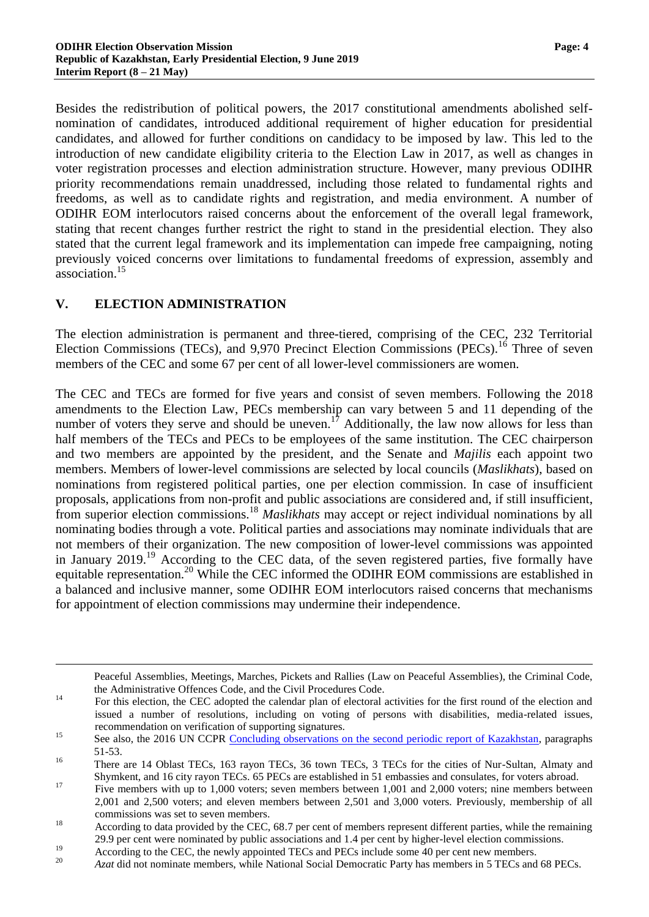Besides the redistribution of political powers, the 2017 constitutional amendments abolished self-nomination of candidates, introduced additional requirement of higher education for presidential candidates, and allowed for further conditions on candidacy to be imposed by law. This led to the introduction of new candidate eligibility criteria to the Election Law in 2017, as well as changes in voter registration processes and election administration structure. However, many previous ODIHR priority recommendations remain unaddressed, including those related to fundamental rights and freedoms, as well as to candidate rights and registration, and media environment. A number of ODIHR EOM interlocutors raised concerns about the enforcement of the overall legal framework, stating that recent changes further restrict the right to stand in the presidential election. They also stated that the current legal framework and its implementation can impede free campaigning, noting previously voiced concerns over limitations to fundamental freedoms of expression, assembly and association.[15]

## V. ELECTION ADMINISTRATION

The election administration is permanent and three-tiered, comprising of the CEC, 232 Territorial Election Commissions (TECs), and 9,970 Precinct Election Commissions (PECs).[16] Three of seven members of the CEC and some 67 per cent of all lower-level commissioners are women.

The CEC and TECs are formed for five years and consist of seven members. Following the 2018 amendments to the Election Law, PECs membership can vary between 5 and 11 depending of the number of voters they serve and should be uneven.[17] Additionally, the law now allows for less than half members of the TECs and PECs to be employees of the same institution. The CEC chairperson and two members are appointed by the president, and the Senate and *Majilis* each appoint two members. Members of lower-level commissions are selected by local councils (*Maslikhats*), based on nominations from registered political parties, one per election commission. In case of insufficient proposals, applications from non-profit and public associations are considered and, if still insufficient, from superior election commissions.[18] *Maslikhats* may accept or reject individual nominations by all nominating bodies through a vote. Political parties and associations may nominate individuals that are not members of their organization. The new composition of lower-level commissions was appointed in January 2019.[19] According to the CEC data, of the seven registered parties, five formally have equitable representation.[20] While the CEC informed the ODIHR EOM commissions are established in a balanced and inclusive manner, some ODIHR EOM interlocutors raised concerns that mechanisms for appointment of election commissions may undermine their independence.

---

Peaceful Assemblies, Meetings, Marches, Pickets and Rallies (Law on Peaceful Assemblies), the Criminal Code, the Administrative Offences Code, and the Civil Procedures Code.

[14] For this election, the CEC adopted the calendar plan of electoral activities for the first round of the election and issued a number of resolutions, including on voting of persons with disabilities, media-related issues, recommendation on verification of supporting signatures.

[15] See also, the 2016 UN CCPR [Concluding observations on the second periodic report of Kazakhstan](), paragraphs 51-53.

[16] There are 14 Oblast TECs, 163 rayon TECs, 36 town TECs, 3 TECs for the cities of Nur-Sultan, Almaty and Shymkent, and 16 city rayon TECs. 65 PECs are established in 51 embassies and consulates, for voters abroad.

[17] Five members with up to 1,000 voters; seven members between 1,001 and 2,000 voters; nine members between 2,001 and 2,500 voters; and eleven members between 2,501 and 3,000 voters. Previously, membership of all commissions was set to seven members.

[18] According to data provided by the CEC, 68.7 per cent of members represent different parties, while the remaining 29.9 per cent were nominated by public associations and 1.4 per cent by higher-level election commissions.

[19] According to the CEC, the newly appointed TECs and PECs include some 40 per cent new members.

[20] *Azat* did not nominate members, while National Social Democratic Party has members in 5 TECs and 68 PECs.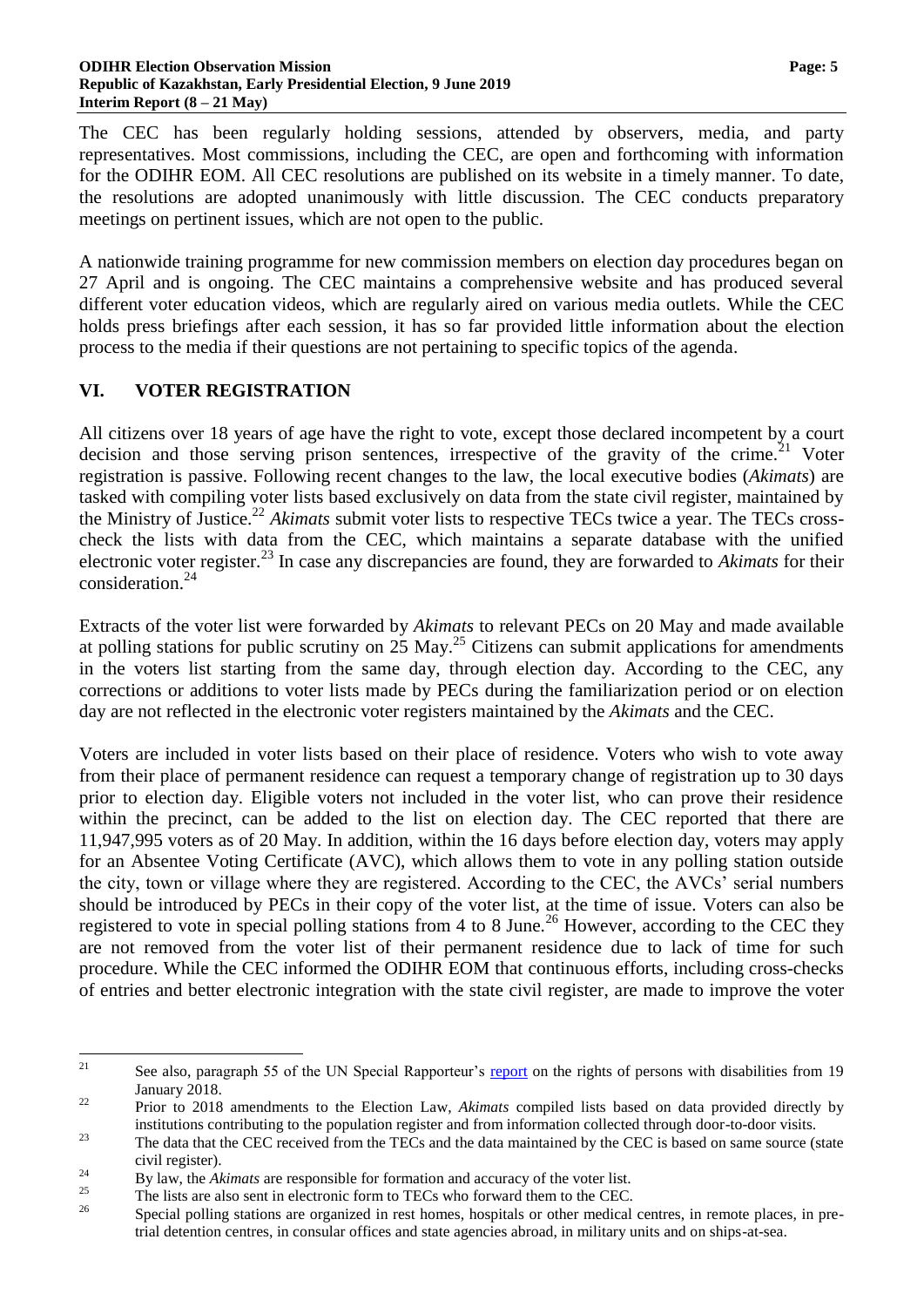The CEC has been regularly holding sessions, attended by observers, media, and party representatives. Most commissions, including the CEC, are open and forthcoming with information for the ODIHR EOM. All CEC resolutions are published on its website in a timely manner. To date, the resolutions are adopted unanimously with little discussion. The CEC conducts preparatory meetings on pertinent issues, which are not open to the public.

A nationwide training programme for new commission members on election day procedures began on 27 April and is ongoing. The CEC maintains a comprehensive website and has produced several different voter education videos, which are regularly aired on various media outlets. While the CEC holds press briefings after each session, it has so far provided little information about the election process to the media if their questions are not pertaining to specific topics of the agenda.

## VI. VOTER REGISTRATION

All citizens over 18 years of age have the right to vote, except those declared incompetent by a court decision and those serving prison sentences, irrespective of the gravity of the crime.[21] Voter registration is passive. Following recent changes to the law, the local executive bodies (*Akimats*) are tasked with compiling voter lists based exclusively on data from the state civil register, maintained by the Ministry of Justice.[22] *Akimats* submit voter lists to respective TECs twice a year. The TECs cross-check the lists with data from the CEC, which maintains a separate database with the unified electronic voter register.[23] In case any discrepancies are found, they are forwarded to *Akimats* for their consideration.[24]

Extracts of the voter list were forwarded by *Akimats* to relevant PECs on 20 May and made available at polling stations for public scrutiny on 25 May.[25] Citizens can submit applications for amendments in the voters list starting from the same day, through election day. According to the CEC, any corrections or additions to voter lists made by PECs during the familiarization period or on election day are not reflected in the electronic voter registers maintained by the *Akimats* and the CEC.

Voters are included in voter lists based on their place of residence. Voters who wish to vote away from their place of permanent residence can request a temporary change of registration up to 30 days prior to election day. Eligible voters not included in the voter list, who can prove their residence within the precinct, can be added to the list on election day. The CEC reported that there are 11,947,995 voters as of 20 May. In addition, within the 16 days before election day, voters may apply for an Absentee Voting Certificate (AVC), which allows them to vote in any polling station outside the city, town or village where they are registered. According to the CEC, the AVCs' serial numbers should be introduced by PECs in their copy of the voter list, at the time of issue. Voters can also be registered to vote in special polling stations from 4 to 8 June.[26] However, according to the CEC they are not removed from the voter list of their permanent residence due to lack of time for such procedure. While the CEC informed the ODIHR EOM that continuous efforts, including cross-checks of entries and better electronic integration with the state civil register, are made to improve the voter

---

[21] See also, paragraph 55 of the UN Special Rapporteur's report on the rights of persons with disabilities from 19 January 2018.

[22] Prior to 2018 amendments to the Election Law, *Akimats* compiled lists based on data provided directly by institutions contributing to the population register and from information collected through door-to-door visits.

[23] The data that the CEC received from the TECs and the data maintained by the CEC is based on same source (state civil register).

[24] By law, the *Akimats* are responsible for formation and accuracy of the voter list.

[25] The lists are also sent in electronic form to TECs who forward them to the CEC.

[26] Special polling stations are organized in rest homes, hospitals or other medical centres, in remote places, in pre-trial detention centres, in consular offices and state agencies abroad, in military units and on ships-at-sea.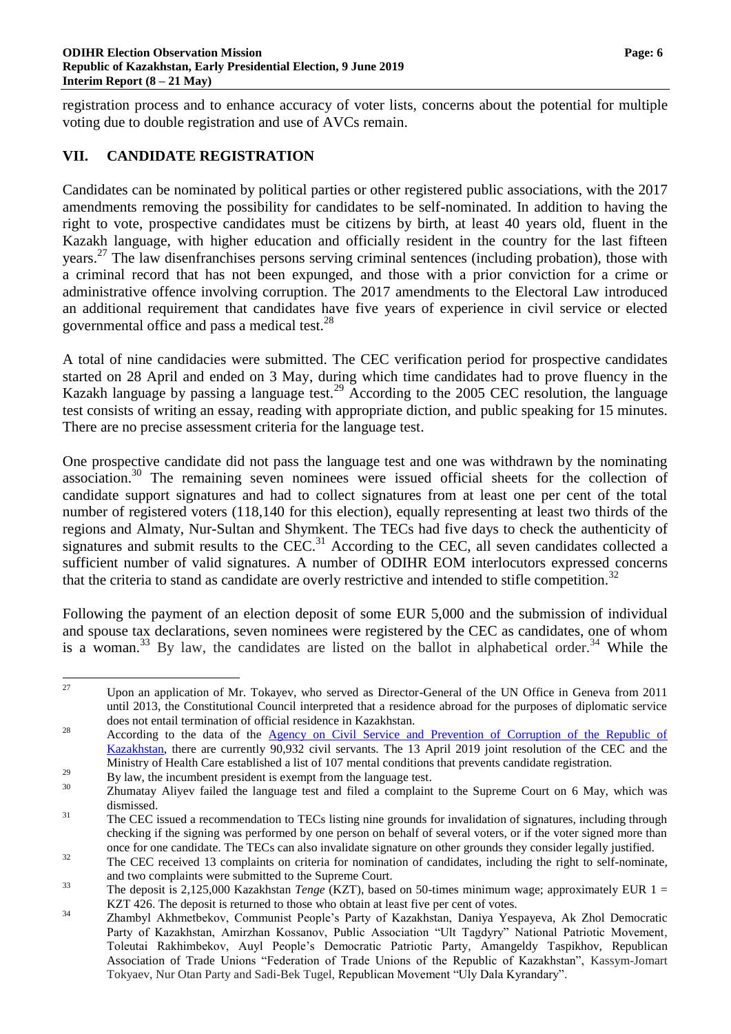registration process and to enhance accuracy of voter lists, concerns about the potential for multiple voting due to double registration and use of AVCs remain.

## VII. CANDIDATE REGISTRATION

Candidates can be nominated by political parties or other registered public associations, with the 2017 amendments removing the possibility for candidates to be self-nominated. In addition to having the right to vote, prospective candidates must be citizens by birth, at least 40 years old, fluent in the Kazakh language, with higher education and officially resident in the country for the last fifteen years.[27] The law disenfranchises persons serving criminal sentences (including probation), those with a criminal record that has not been expunged, and those with a prior conviction for a crime or administrative offence involving corruption. The 2017 amendments to the Electoral Law introduced an additional requirement that candidates have five years of experience in civil service or elected governmental office and pass a medical test.[28]

A total of nine candidacies were submitted. The CEC verification period for prospective candidates started on 28 April and ended on 3 May, during which time candidates had to prove fluency in the Kazakh language by passing a language test.[29] According to the 2005 CEC resolution, the language test consists of writing an essay, reading with appropriate diction, and public speaking for 15 minutes. There are no precise assessment criteria for the language test.

One prospective candidate did not pass the language test and one was withdrawn by the nominating association.[30] The remaining seven nominees were issued official sheets for the collection of candidate support signatures and had to collect signatures from at least one per cent of the total number of registered voters (118,140 for this election), equally representing at least two thirds of the regions and Almaty, Nur-Sultan and Shymkent. The TECs had five days to check the authenticity of signatures and submit results to the CEC.[31] According to the CEC, all seven candidates collected a sufficient number of valid signatures. A number of ODIHR EOM interlocutors expressed concerns that the criteria to stand as candidate are overly restrictive and intended to stifle competition.[32]

Following the payment of an election deposit of some EUR 5,000 and the submission of individual and spouse tax declarations, seven nominees were registered by the CEC as candidates, one of whom is a woman.[33] By law, the candidates are listed on the ballot in alphabetical order.[34] While the

---

[27] Upon an application of Mr. Tokayev, who served as Director-General of the UN Office in Geneva from 2011 until 2013, the Constitutional Council interpreted that a residence abroad for the purposes of diplomatic service does not entail termination of official residence in Kazakhstan.

[28] According to the data of the Agency on Civil Service and Prevention of Corruption of the Republic of Kazakhstan, there are currently 90,932 civil servants. The 13 April 2019 joint resolution of the CEC and the Ministry of Health Care established a list of 107 mental conditions that prevents candidate registration.

[29] By law, the incumbent president is exempt from the language test.

[30] Zhumatay Aliyev failed the language test and filed a complaint to the Supreme Court on 6 May, which was dismissed.

[31] The CEC issued a recommendation to TECs listing nine grounds for invalidation of signatures, including through checking if the signing was performed by one person on behalf of several voters, or if the voter signed more than once for one candidate. The TECs can also invalidate signature on other grounds they consider legally justified.

[32] The CEC received 13 complaints on criteria for nomination of candidates, including the right to self-nominate, and two complaints were submitted to the Supreme Court.

[33] The deposit is 2,125,000 Kazakhstan *Tenge* (KZT), based on 50-times minimum wage; approximately EUR 1 = KZT 426. The deposit is returned to those who obtain at least five per cent of votes.

[34] Zhambyl Akhmetbekov, Communist People's Party of Kazakhstan, Daniya Yespayeva, Ak Zhol Democratic Party of Kazakhstan, Amirzhan Kossanov, Public Association "Ult Tagdyry" National Patriotic Movement, Toleutai Rakhimbekov, Auyl People's Democratic Patriotic Party, Amangeldy Taspikhov, Republican Association of Trade Unions "Federation of Trade Unions of the Republic of Kazakhstan", Kassym-Jomart Tokyaev, Nur Otan Party and Sadi-Bek Tugel, Republican Movement "Uly Dala Kyrandary".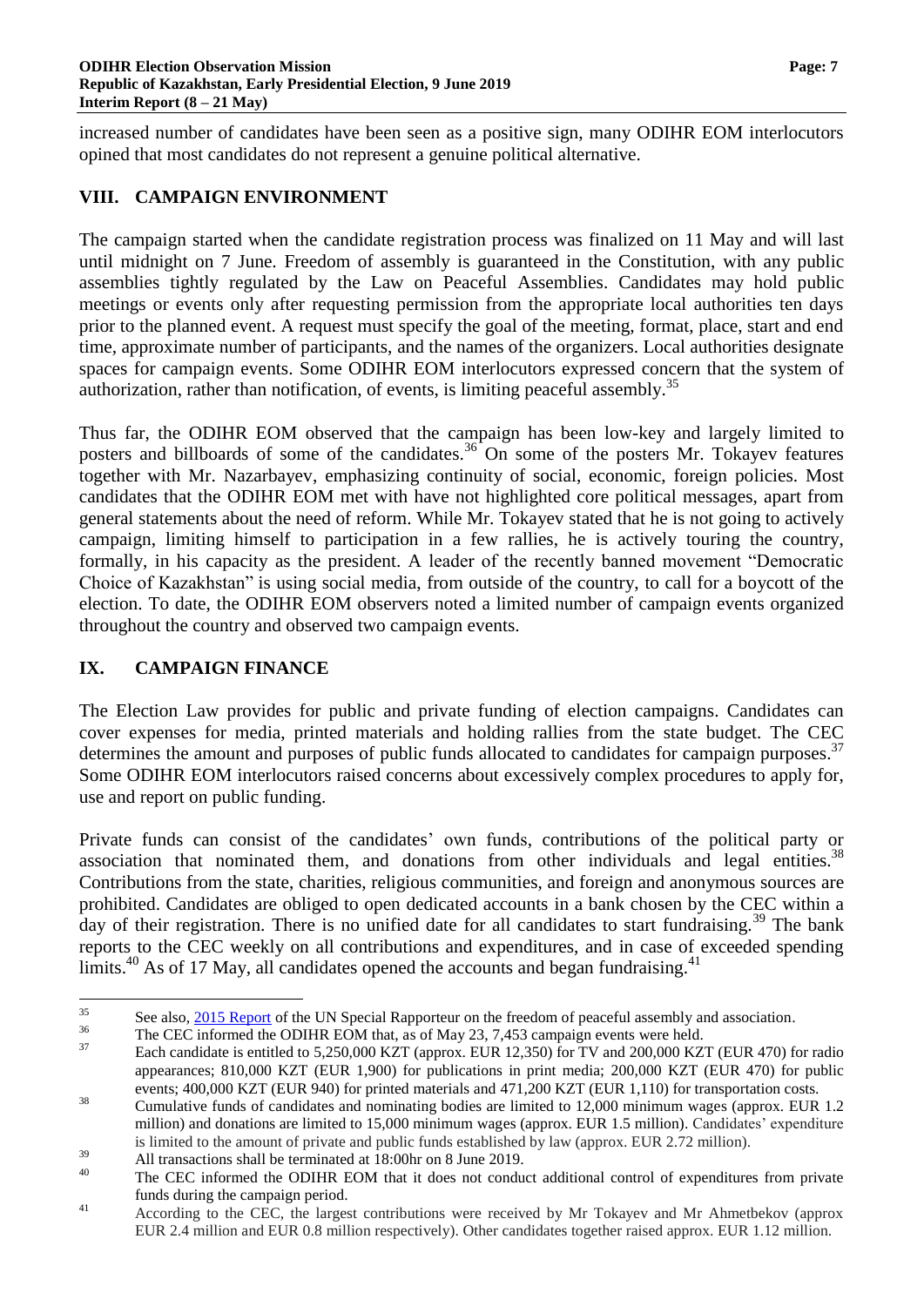increased number of candidates have been seen as a positive sign, many ODIHR EOM interlocutors opined that most candidates do not represent a genuine political alternative.

## VIII. CAMPAIGN ENVIRONMENT

The campaign started when the candidate registration process was finalized on 11 May and will last until midnight on 7 June. Freedom of assembly is guaranteed in the Constitution, with any public assemblies tightly regulated by the Law on Peaceful Assemblies. Candidates may hold public meetings or events only after requesting permission from the appropriate local authorities ten days prior to the planned event. A request must specify the goal of the meeting, format, place, start and end time, approximate number of participants, and the names of the organizers. Local authorities designate spaces for campaign events. Some ODIHR EOM interlocutors expressed concern that the system of authorization, rather than notification, of events, is limiting peaceful assembly.[35]

Thus far, the ODIHR EOM observed that the campaign has been low-key and largely limited to posters and billboards of some of the candidates.[36] On some of the posters Mr. Tokayev features together with Mr. Nazarbayev, emphasizing continuity of social, economic, foreign policies. Most candidates that the ODIHR EOM met with have not highlighted core political messages, apart from general statements about the need of reform. While Mr. Tokayev stated that he is not going to actively campaign, limiting himself to participation in a few rallies, he is actively touring the country, formally, in his capacity as the president. A leader of the recently banned movement "Democratic Choice of Kazakhstan" is using social media, from outside of the country, to call for a boycott of the election. To date, the ODIHR EOM observers noted a limited number of campaign events organized throughout the country and observed two campaign events.

## IX. CAMPAIGN FINANCE

The Election Law provides for public and private funding of election campaigns. Candidates can cover expenses for media, printed materials and holding rallies from the state budget. The CEC determines the amount and purposes of public funds allocated to candidates for campaign purposes.[37] Some ODIHR EOM interlocutors raised concerns about excessively complex procedures to apply for, use and report on public funding.

Private funds can consist of the candidates' own funds, contributions of the political party or association that nominated them, and donations from other individuals and legal entities.[38] Contributions from the state, charities, religious communities, and foreign and anonymous sources are prohibited. Candidates are obliged to open dedicated accounts in a bank chosen by the CEC within a day of their registration. There is no unified date for all candidates to start fundraising.[39] The bank reports to the CEC weekly on all contributions and expenditures, and in case of exceeded spending limits.[40] As of 17 May, all candidates opened the accounts and began fundraising.[41]

---

[35] See also, 2015 Report of the UN Special Rapporteur on the freedom of peaceful assembly and association.

[36] The CEC informed the ODIHR EOM that, as of May 23, 7,453 campaign events were held.

[37] Each candidate is entitled to 5,250,000 KZT (approx. EUR 12,350) for TV and 200,000 KZT (EUR 470) for radio appearances; 810,000 KZT (EUR 1,900) for publications in print media; 200,000 KZT (EUR 470) for public events; 400,000 KZT (EUR 940) for printed materials and 471,200 KZT (EUR 1,110) for transportation costs.

[38] Cumulative funds of candidates and nominating bodies are limited to 12,000 minimum wages (approx. EUR 1.2 million) and donations are limited to 15,000 minimum wages (approx. EUR 1.5 million). Candidates' expenditure is limited to the amount of private and public funds established by law (approx. EUR 2.72 million).

[39] All transactions shall be terminated at 18:00hr on 8 June 2019.

[40] The CEC informed the ODIHR EOM that it does not conduct additional control of expenditures from private funds during the campaign period.

[41] According to the CEC, the largest contributions were received by Mr Tokayev and Mr Ahmetbekov (approx EUR 2.4 million and EUR 0.8 million respectively). Other candidates together raised approx. EUR 1.12 million.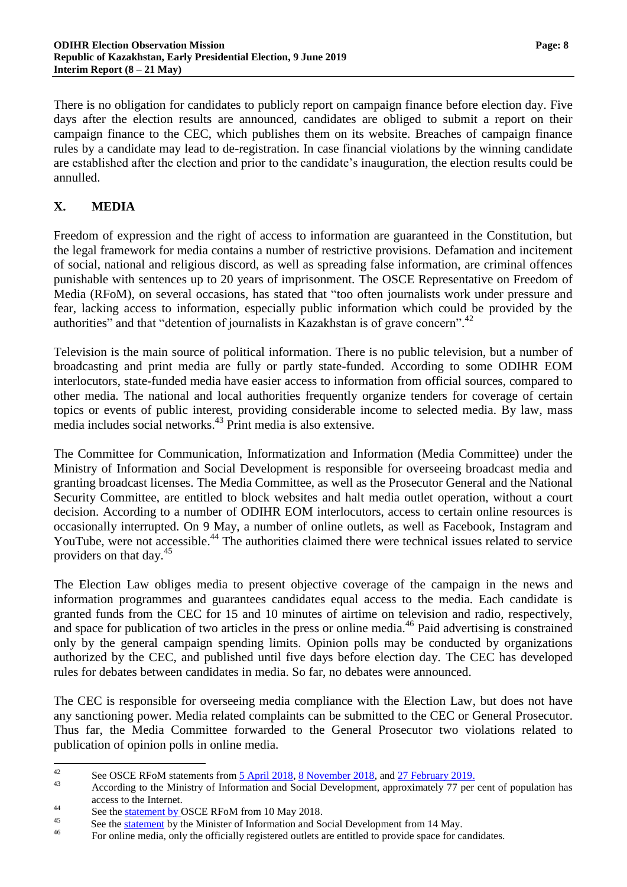There is no obligation for candidates to publicly report on campaign finance before election day. Five days after the election results are announced, candidates are obliged to submit a report on their campaign finance to the CEC, which publishes them on its website. Breaches of campaign finance rules by a candidate may lead to de-registration. In case financial violations by the winning candidate are established after the election and prior to the candidate's inauguration, the election results could be annulled.

## X. MEDIA

Freedom of expression and the right of access to information are guaranteed in the Constitution, but the legal framework for media contains a number of restrictive provisions. Defamation and incitement of social, national and religious discord, as well as spreading false information, are criminal offences punishable with sentences up to 20 years of imprisonment. The OSCE Representative on Freedom of Media (RFoM), on several occasions, has stated that "too often journalists work under pressure and fear, lacking access to information, especially public information which could be provided by the authorities" and that "detention of journalists in Kazakhstan is of grave concern".[42]

Television is the main source of political information. There is no public television, but a number of broadcasting and print media are fully or partly state-funded. According to some ODIHR EOM interlocutors, state-funded media have easier access to information from official sources, compared to other media. The national and local authorities frequently organize tenders for coverage of certain topics or events of public interest, providing considerable income to selected media. By law, mass media includes social networks.[43] Print media is also extensive.

The Committee for Communication, Informatization and Information (Media Committee) under the Ministry of Information and Social Development is responsible for overseeing broadcast media and granting broadcast licenses. The Media Committee, as well as the Prosecutor General and the National Security Committee, are entitled to block websites and halt media outlet operation, without a court decision. According to a number of ODIHR EOM interlocutors, access to certain online resources is occasionally interrupted. On 9 May, a number of online outlets, as well as Facebook, Instagram and YouTube, were not accessible.[44] The authorities claimed there were technical issues related to service providers on that day.[45]

The Election Law obliges media to present objective coverage of the campaign in the news and information programmes and guarantees candidates equal access to the media. Each candidate is granted funds from the CEC for 15 and 10 minutes of airtime on television and radio, respectively, and space for publication of two articles in the press or online media.[46] Paid advertising is constrained only by the general campaign spending limits. Opinion polls may be conducted by organizations authorized by the CEC, and published until five days before election day. The CEC has developed rules for debates between candidates in media. So far, no debates were announced.

The CEC is responsible for overseeing media compliance with the Election Law, but does not have any sanctioning power. Media related complaints can be submitted to the CEC or General Prosecutor. Thus far, the Media Committee forwarded to the General Prosecutor two violations related to publication of opinion polls in online media.

---

[42] See OSCE RFoM statements from 5 April 2018, 8 November 2018, and 27 February 2019.

[43] According to the Ministry of Information and Social Development, approximately 77 per cent of population has access to the Internet.

[44] See the statement by OSCE RFoM from 10 May 2018.

[45] See the statement by the Minister of Information and Social Development from 14 May.

[46] For online media, only the officially registered outlets are entitled to provide space for candidates.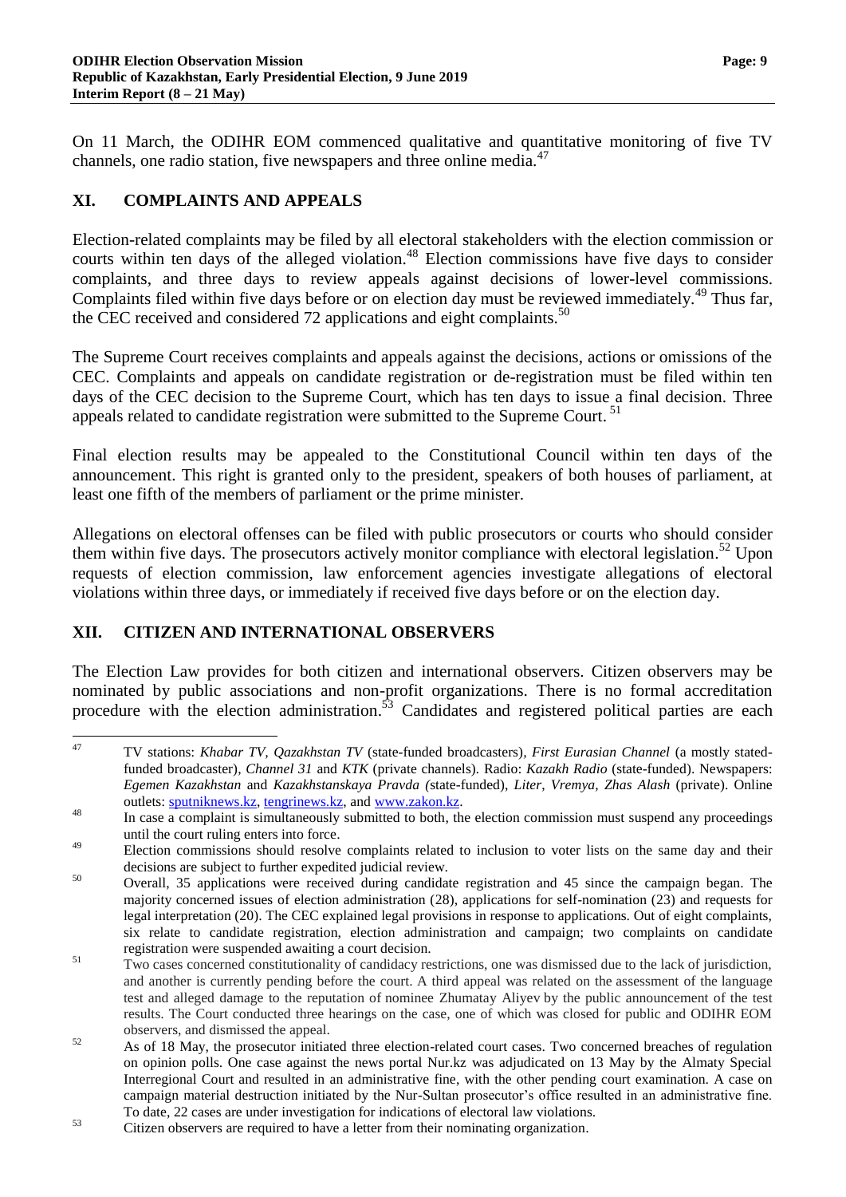On 11 March, the ODIHR EOM commenced qualitative and quantitative monitoring of five TV channels, one radio station, five newspapers and three online media.[47]

## XI. COMPLAINTS AND APPEALS

Election-related complaints may be filed by all electoral stakeholders with the election commission or courts within ten days of the alleged violation.[48] Election commissions have five days to consider complaints, and three days to review appeals against decisions of lower-level commissions. Complaints filed within five days before or on election day must be reviewed immediately.[49] Thus far, the CEC received and considered 72 applications and eight complaints.[50]

The Supreme Court receives complaints and appeals against the decisions, actions or omissions of the CEC. Complaints and appeals on candidate registration or de-registration must be filed within ten days of the CEC decision to the Supreme Court, which has ten days to issue a final decision. Three appeals related to candidate registration were submitted to the Supreme Court.[51]

Final election results may be appealed to the Constitutional Council within ten days of the announcement. This right is granted only to the president, speakers of both houses of parliament, at least one fifth of the members of parliament or the prime minister.

Allegations on electoral offenses can be filed with public prosecutors or courts who should consider them within five days. The prosecutors actively monitor compliance with electoral legislation.[52] Upon requests of election commission, law enforcement agencies investigate allegations of electoral violations within three days, or immediately if received five days before or on the election day.

## XII. CITIZEN AND INTERNATIONAL OBSERVERS

The Election Law provides for both citizen and international observers. Citizen observers may be nominated by public associations and non-profit organizations. There is no formal accreditation procedure with the election administration.[53] Candidates and registered political parties are each

---

[47] TV stations: *Khabar TV*, *Qazakhstan TV* (state-funded broadcasters), *First Eurasian Channel* (a mostly stated-funded broadcaster), *Channel 31* and *KTK* (private channels). Radio: *Kazakh Radio* (state-funded). Newspapers: *Egemen Kazakhstan* and *Kazakhstanskaya Pravda* (state-funded), *Liter*, *Vremya, Zhas Alash* (private). Online outlets: sputniknews.kz, tengrinews.kz, and www.zakon.kz.

[48] In case a complaint is simultaneously submitted to both, the election commission must suspend any proceedings until the court ruling enters into force.

[49] Election commissions should resolve complaints related to inclusion to voter lists on the same day and their decisions are subject to further expedited judicial review.

[50] Overall, 35 applications were received during candidate registration and 45 since the campaign began. The majority concerned issues of election administration (28), applications for self-nomination (23) and requests for legal interpretation (20). The CEC explained legal provisions in response to applications. Out of eight complaints, six relate to candidate registration, election administration and campaign; two complaints on candidate registration were suspended awaiting a court decision.

[51] Two cases concerned constitutionality of candidacy restrictions, one was dismissed due to the lack of jurisdiction, and another is currently pending before the court. A third appeal was related on the assessment of the language test and alleged damage to the reputation of nominee Zhumatay Aliyev by the public announcement of the test results. The Court conducted three hearings on the case, one of which was closed for public and ODIHR EOM observers, and dismissed the appeal.

[52] As of 18 May, the prosecutor initiated three election-related court cases. Two concerned breaches of regulation on opinion polls. One case against the news portal Nur.kz was adjudicated on 13 May by the Almaty Special Interregional Court and resulted in an administrative fine, with the other pending court examination. A case on campaign material destruction initiated by the Nur-Sultan prosecutor's office resulted in an administrative fine. To date, 22 cases are under investigation for indications of electoral law violations.

[53] Citizen observers are required to have a letter from their nominating organization.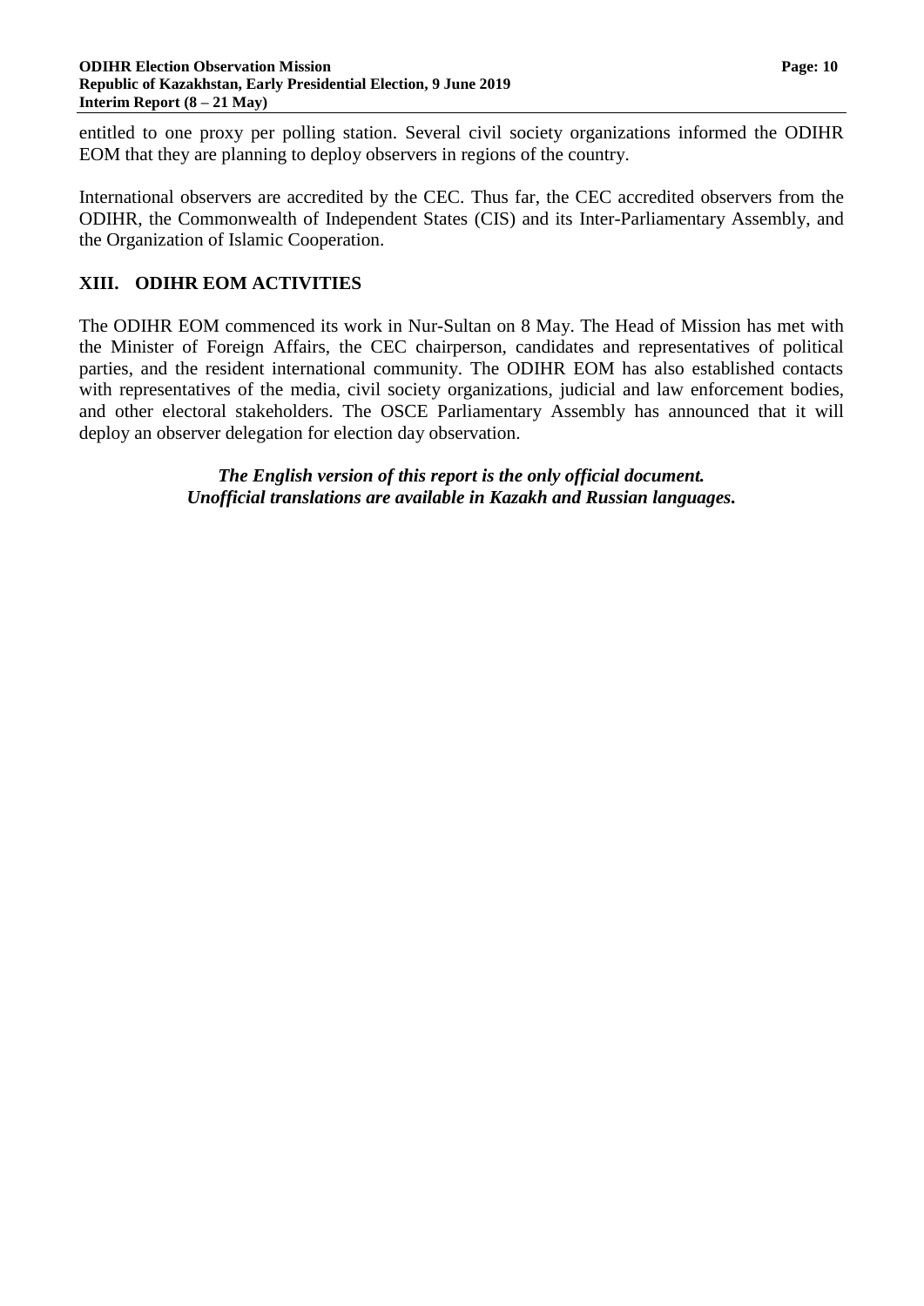entitled to one proxy per polling station. Several civil society organizations informed the ODIHR EOM that they are planning to deploy observers in regions of the country.

International observers are accredited by the CEC. Thus far, the CEC accredited observers from the ODIHR, the Commonwealth of Independent States (CIS) and its Inter-Parliamentary Assembly, and the Organization of Islamic Cooperation.

## XIII. ODIHR EOM ACTIVITIES

The ODIHR EOM commenced its work in Nur-Sultan on 8 May. The Head of Mission has met with the Minister of Foreign Affairs, the CEC chairperson, candidates and representatives of political parties, and the resident international community. The ODIHR EOM has also established contacts with representatives of the media, civil society organizations, judicial and law enforcement bodies, and other electoral stakeholders. The OSCE Parliamentary Assembly has announced that it will deploy an observer delegation for election day observation.

***The English version of this report is the only official document.***
***Unofficial translations are available in Kazakh and Russian languages.***